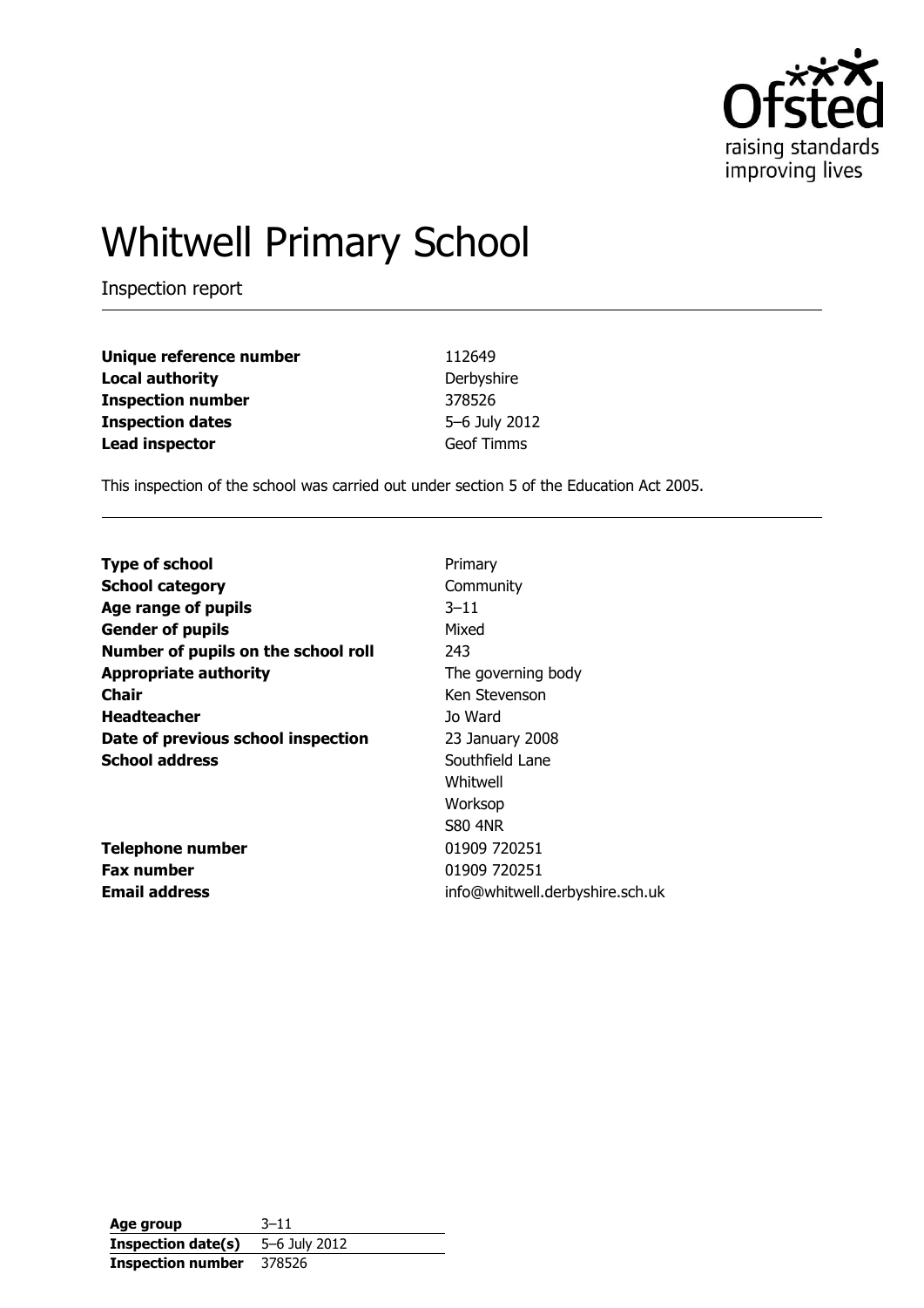Ofsted
raising standards
improving lives

# Whitwell Primary School

Inspection report

| | |
|---|---|
| **Unique reference number** | 112649 |
| **Local authority** | Derbyshire |
| **Inspection number** | 378526 |
| **Inspection dates** | 5–6 July 2012 |
| **Lead inspector** | Geof Timms |

This inspection of the school was carried out under section 5 of the Education Act 2005.

| | |
|---|---|
| **Type of school** | Primary |
| **School category** | Community |
| **Age range of pupils** | 3–11 |
| **Gender of pupils** | Mixed |
| **Number of pupils on the school roll** | 243 |
| **Appropriate authority** | The governing body |
| **Chair** | Ken Stevenson |
| **Headteacher** | Jo Ward |
| **Date of previous school inspection** | 23 January 2008 |
| **School address** | Southfield Lane<br>Whitwell<br>Worksop<br>S80 4NR |
| **Telephone number** | 01909 720251 |
| **Fax number** | 01909 720251 |
| **Email address** | info@whitwell.derbyshire.sch.uk |

| | |
|---|---|
| **Age group** | 3–11 |
| **Inspection date(s)** | 5–6 July 2012 |
| **Inspection number** | 378526 |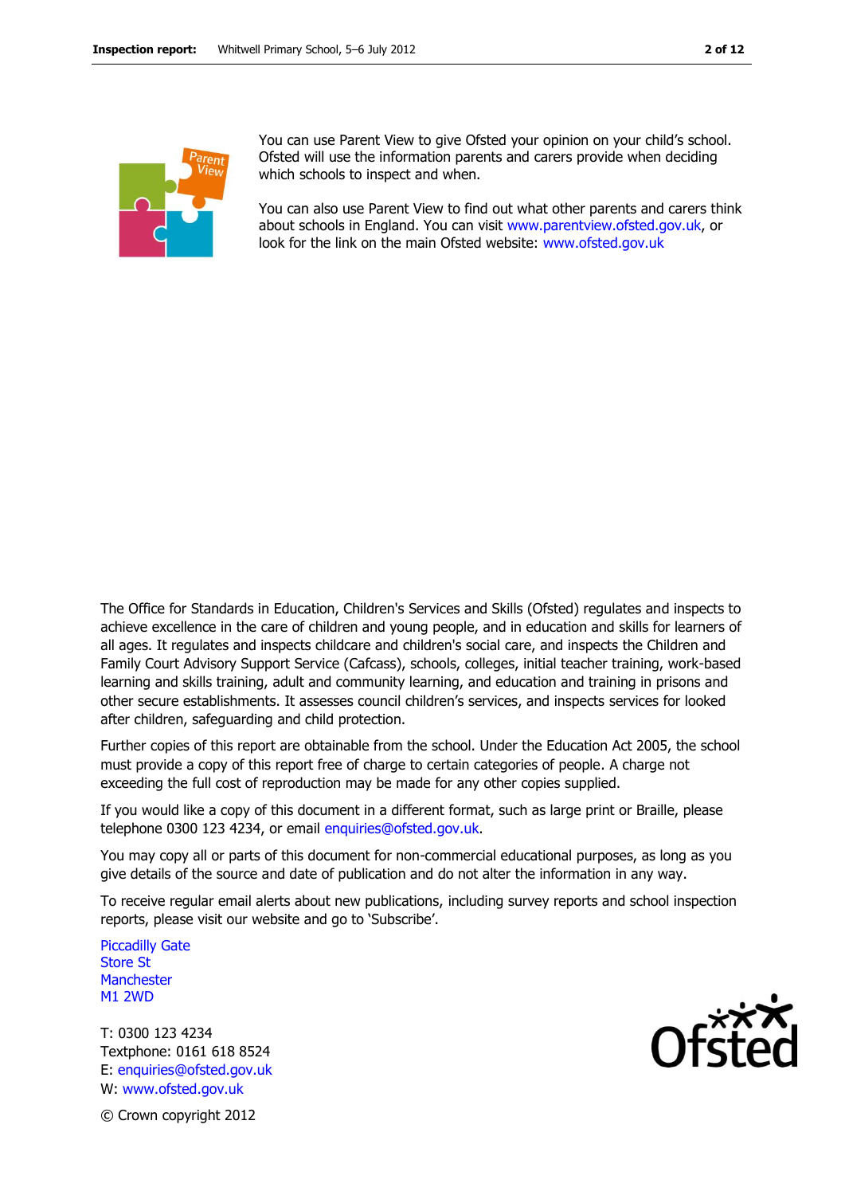You can use Parent View to give Ofsted your opinion on your child's school. Ofsted will use the information parents and carers provide when deciding which schools to inspect and when.

You can also use Parent View to find out what other parents and carers think about schools in England. You can visit www.parentview.ofsted.gov.uk, or look for the link on the main Ofsted website: www.ofsted.gov.uk

The Office for Standards in Education, Children's Services and Skills (Ofsted) regulates and inspects to achieve excellence in the care of children and young people, and in education and skills for learners of all ages. It regulates and inspects childcare and children's social care, and inspects the Children and Family Court Advisory Support Service (Cafcass), schools, colleges, initial teacher training, work-based learning and skills training, adult and community learning, and education and training in prisons and other secure establishments. It assesses council children's services, and inspects services for looked after children, safeguarding and child protection.

Further copies of this report are obtainable from the school. Under the Education Act 2005, the school must provide a copy of this report free of charge to certain categories of people. A charge not exceeding the full cost of reproduction may be made for any other copies supplied.

If you would like a copy of this document in a different format, such as large print or Braille, please telephone 0300 123 4234, or email enquiries@ofsted.gov.uk.

You may copy all or parts of this document for non-commercial educational purposes, as long as you give details of the source and date of publication and do not alter the information in any way.

To receive regular email alerts about new publications, including survey reports and school inspection reports, please visit our website and go to 'Subscribe'.

Piccadilly Gate
Store St
Manchester
M1 2WD

T: 0300 123 4234
Textphone: 0161 618 8524
E: enquiries@ofsted.gov.uk
W: www.ofsted.gov.uk

© Crown copyright 2012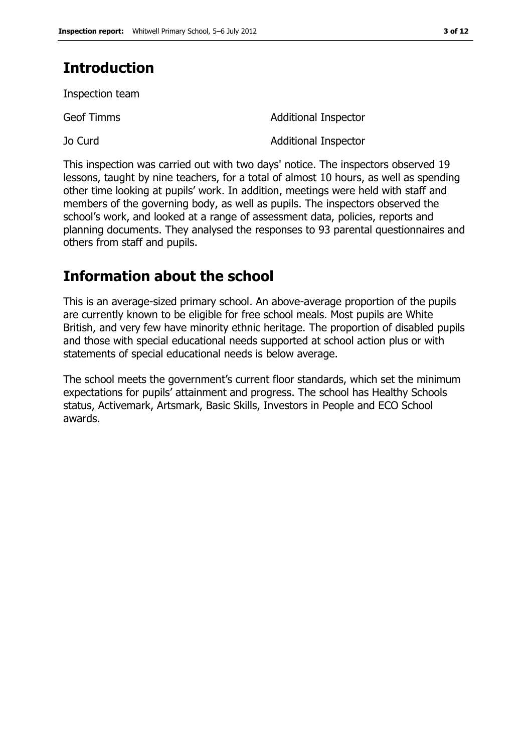# Introduction

Inspection team

| | |
|---|---|
| Geof Timms | Additional Inspector |
| Jo Curd | Additional Inspector |

This inspection was carried out with two days' notice. The inspectors observed 19 lessons, taught by nine teachers, for a total of almost 10 hours, as well as spending other time looking at pupils' work. In addition, meetings were held with staff and members of the governing body, as well as pupils. The inspectors observed the school's work, and looked at a range of assessment data, policies, reports and planning documents. They analysed the responses to 93 parental questionnaires and others from staff and pupils.

# Information about the school

This is an average-sized primary school. An above-average proportion of the pupils are currently known to be eligible for free school meals. Most pupils are White British, and very few have minority ethnic heritage. The proportion of disabled pupils and those with special educational needs supported at school action plus or with statements of special educational needs is below average.

The school meets the government's current floor standards, which set the minimum expectations for pupils' attainment and progress. The school has Healthy Schools status, Activemark, Artsmark, Basic Skills, Investors in People and ECO School awards.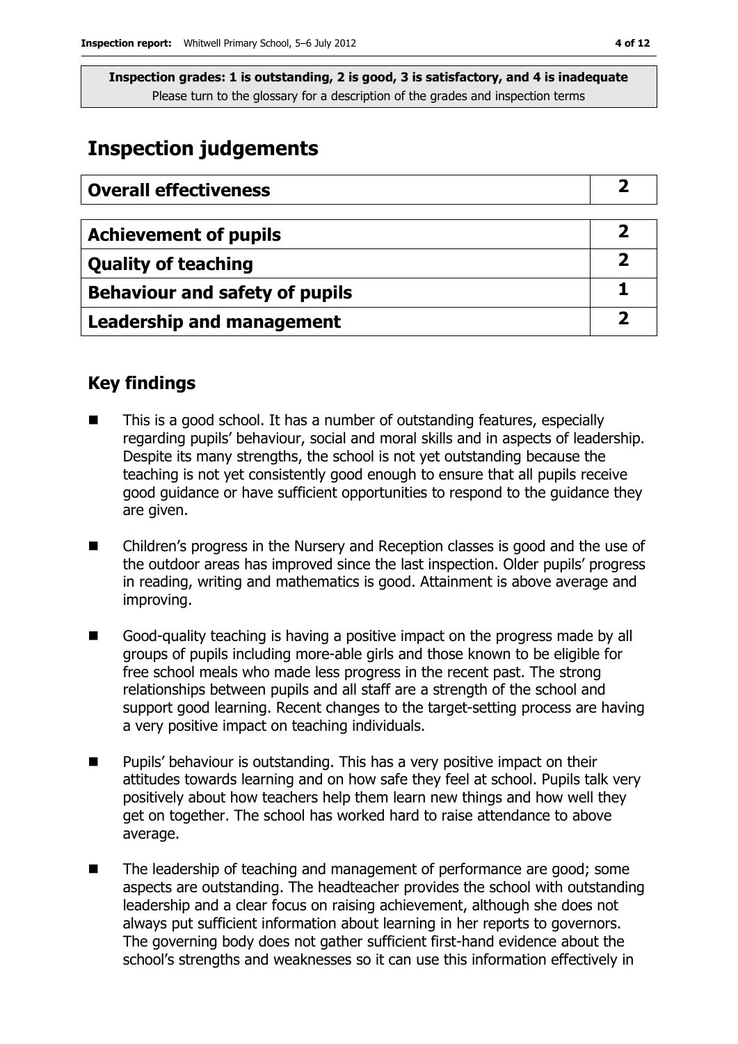**Inspection grades: 1 is outstanding, 2 is good, 3 is satisfactory, and 4 is inadequate**
Please turn to the glossary for a description of the grades and inspection terms

# Inspection judgements

| Overall effectiveness | 2 |
|---|---|

| Achievement of pupils | 2 |
|---|---|
| Quality of teaching | 2 |
| Behaviour and safety of pupils | 1 |
| Leadership and management | 2 |

## Key findings

- This is a good school. It has a number of outstanding features, especially regarding pupils' behaviour, social and moral skills and in aspects of leadership. Despite its many strengths, the school is not yet outstanding because the teaching is not yet consistently good enough to ensure that all pupils receive good guidance or have sufficient opportunities to respond to the guidance they are given.
- Children's progress in the Nursery and Reception classes is good and the use of the outdoor areas has improved since the last inspection. Older pupils' progress in reading, writing and mathematics is good. Attainment is above average and improving.
- Good-quality teaching is having a positive impact on the progress made by all groups of pupils including more-able girls and those known to be eligible for free school meals who made less progress in the recent past. The strong relationships between pupils and all staff are a strength of the school and support good learning. Recent changes to the target-setting process are having a very positive impact on teaching individuals.
- Pupils' behaviour is outstanding. This has a very positive impact on their attitudes towards learning and on how safe they feel at school. Pupils talk very positively about how teachers help them learn new things and how well they get on together. The school has worked hard to raise attendance to above average.
- The leadership of teaching and management of performance are good; some aspects are outstanding. The headteacher provides the school with outstanding leadership and a clear focus on raising achievement, although she does not always put sufficient information about learning in her reports to governors. The governing body does not gather sufficient first-hand evidence about the school's strengths and weaknesses so it can use this information effectively in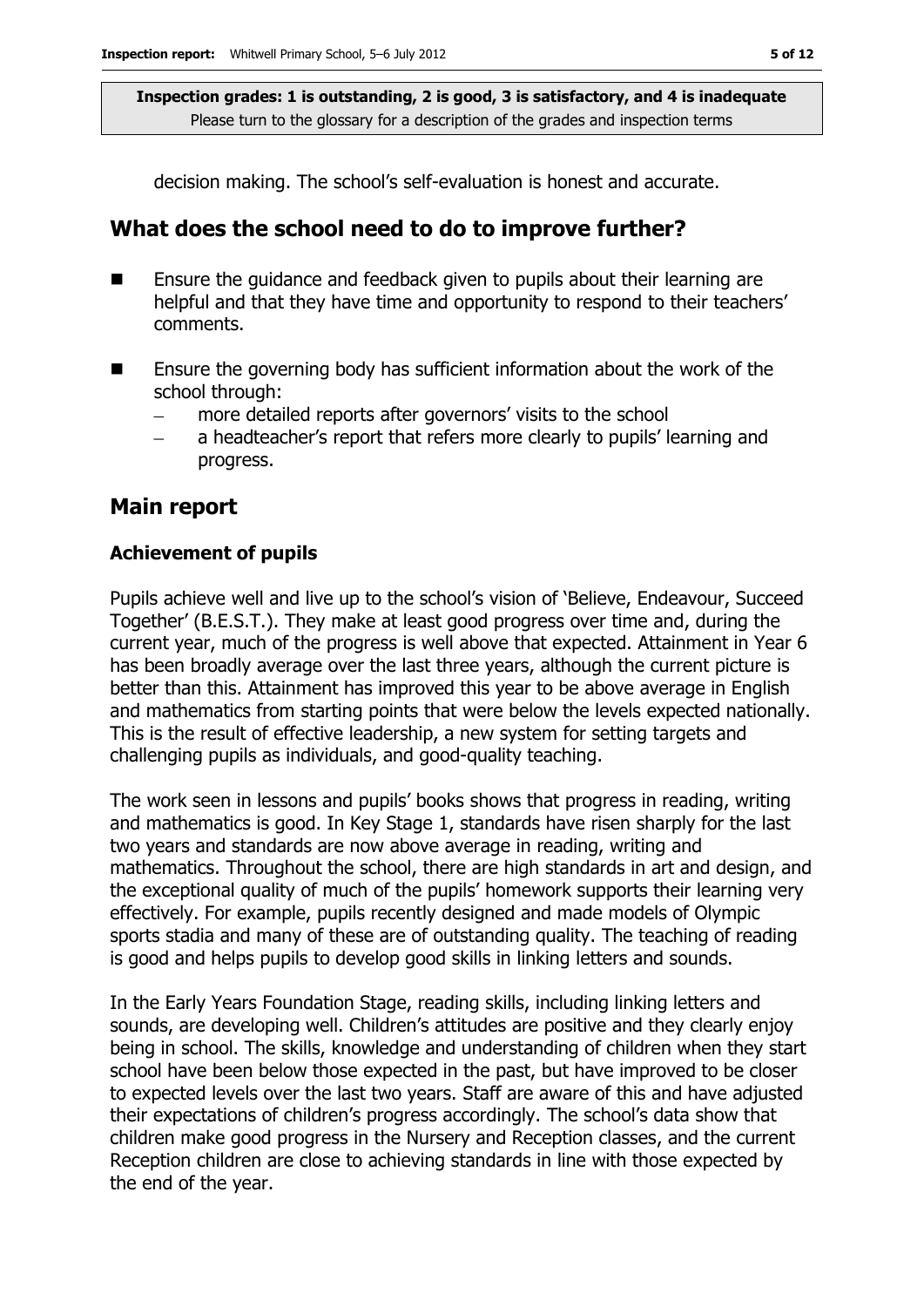decision making. The school's self-evaluation is honest and accurate.

## What does the school need to do to improve further?

- Ensure the guidance and feedback given to pupils about their learning are helpful and that they have time and opportunity to respond to their teachers' comments.
- Ensure the governing body has sufficient information about the work of the school through:
  - more detailed reports after governors' visits to the school
  - a headteacher's report that refers more clearly to pupils' learning and progress.

## Main report

### Achievement of pupils

Pupils achieve well and live up to the school's vision of 'Believe, Endeavour, Succeed Together' (B.E.S.T.). They make at least good progress over time and, during the current year, much of the progress is well above that expected. Attainment in Year 6 has been broadly average over the last three years, although the current picture is better than this. Attainment has improved this year to be above average in English and mathematics from starting points that were below the levels expected nationally. This is the result of effective leadership, a new system for setting targets and challenging pupils as individuals, and good-quality teaching.

The work seen in lessons and pupils' books shows that progress in reading, writing and mathematics is good. In Key Stage 1, standards have risen sharply for the last two years and standards are now above average in reading, writing and mathematics. Throughout the school, there are high standards in art and design, and the exceptional quality of much of the pupils' homework supports their learning very effectively. For example, pupils recently designed and made models of Olympic sports stadia and many of these are of outstanding quality. The teaching of reading is good and helps pupils to develop good skills in linking letters and sounds.

In the Early Years Foundation Stage, reading skills, including linking letters and sounds, are developing well. Children's attitudes are positive and they clearly enjoy being in school. The skills, knowledge and understanding of children when they start school have been below those expected in the past, but have improved to be closer to expected levels over the last two years. Staff are aware of this and have adjusted their expectations of children's progress accordingly. The school's data show that children make good progress in the Nursery and Reception classes, and the current Reception children are close to achieving standards in line with those expected by the end of the year.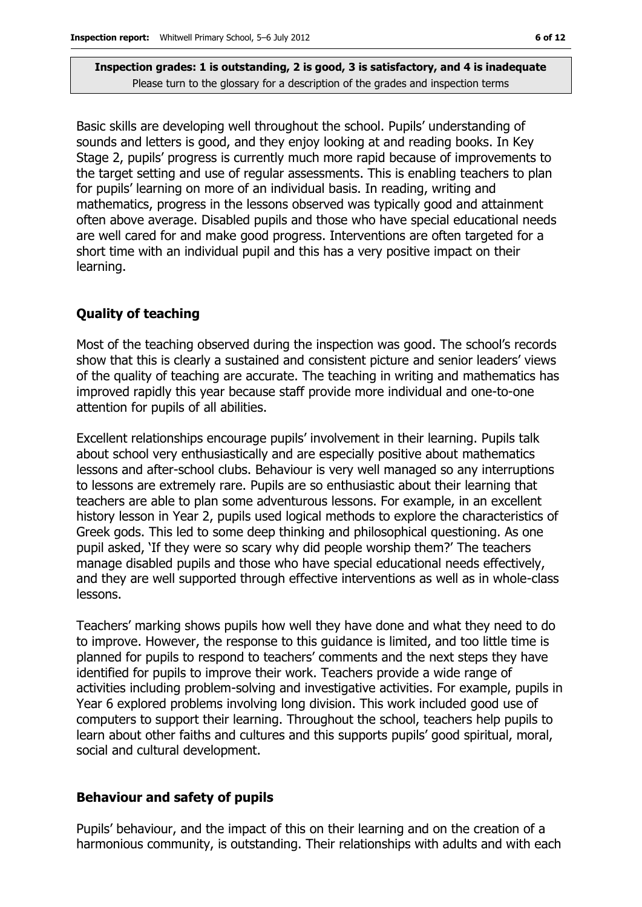**Inspection grades: 1 is outstanding, 2 is good, 3 is satisfactory, and 4 is inadequate**
Please turn to the glossary for a description of the grades and inspection terms

Basic skills are developing well throughout the school. Pupils' understanding of sounds and letters is good, and they enjoy looking at and reading books. In Key Stage 2, pupils' progress is currently much more rapid because of improvements to the target setting and use of regular assessments. This is enabling teachers to plan for pupils' learning on more of an individual basis. In reading, writing and mathematics, progress in the lessons observed was typically good and attainment often above average. Disabled pupils and those who have special educational needs are well cared for and make good progress. Interventions are often targeted for a short time with an individual pupil and this has a very positive impact on their learning.

### Quality of teaching

Most of the teaching observed during the inspection was good. The school's records show that this is clearly a sustained and consistent picture and senior leaders' views of the quality of teaching are accurate. The teaching in writing and mathematics has improved rapidly this year because staff provide more individual and one-to-one attention for pupils of all abilities.

Excellent relationships encourage pupils' involvement in their learning. Pupils talk about school very enthusiastically and are especially positive about mathematics lessons and after-school clubs. Behaviour is very well managed so any interruptions to lessons are extremely rare. Pupils are so enthusiastic about their learning that teachers are able to plan some adventurous lessons. For example, in an excellent history lesson in Year 2, pupils used logical methods to explore the characteristics of Greek gods. This led to some deep thinking and philosophical questioning. As one pupil asked, 'If they were so scary why did people worship them?' The teachers manage disabled pupils and those who have special educational needs effectively, and they are well supported through effective interventions as well as in whole-class lessons.

Teachers' marking shows pupils how well they have done and what they need to do to improve. However, the response to this guidance is limited, and too little time is planned for pupils to respond to teachers' comments and the next steps they have identified for pupils to improve their work. Teachers provide a wide range of activities including problem-solving and investigative activities. For example, pupils in Year 6 explored problems involving long division. This work included good use of computers to support their learning. Throughout the school, teachers help pupils to learn about other faiths and cultures and this supports pupils' good spiritual, moral, social and cultural development.

### Behaviour and safety of pupils

Pupils' behaviour, and the impact of this on their learning and on the creation of a harmonious community, is outstanding. Their relationships with adults and with each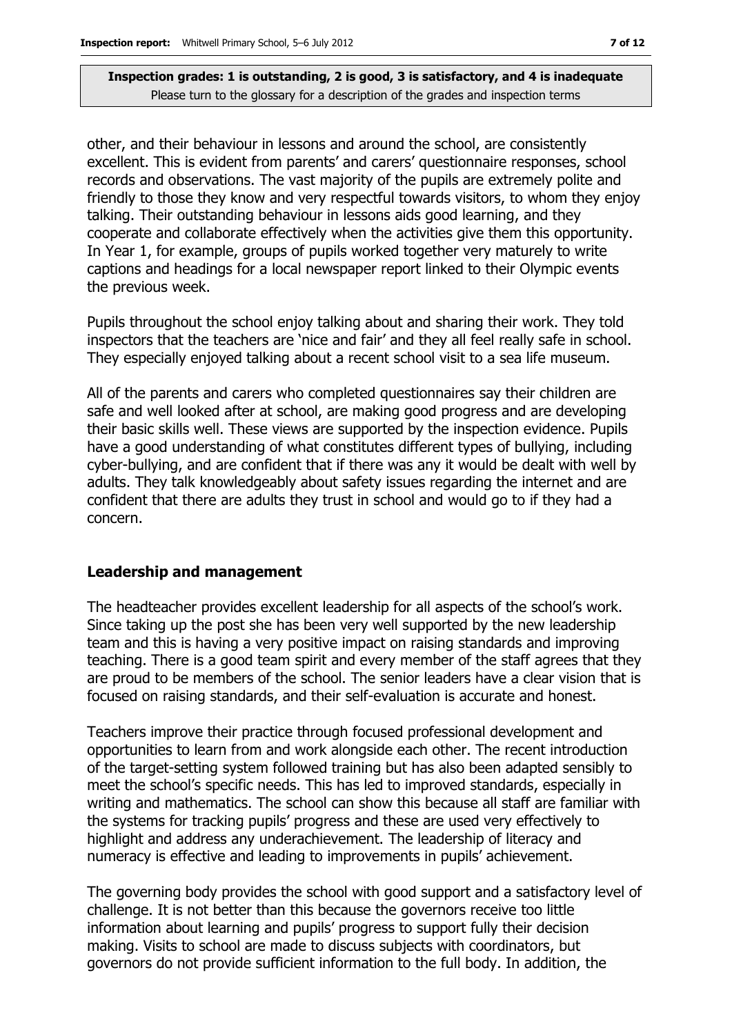other, and their behaviour in lessons and around the school, are consistently excellent. This is evident from parents' and carers' questionnaire responses, school records and observations. The vast majority of the pupils are extremely polite and friendly to those they know and very respectful towards visitors, to whom they enjoy talking. Their outstanding behaviour in lessons aids good learning, and they cooperate and collaborate effectively when the activities give them this opportunity. In Year 1, for example, groups of pupils worked together very maturely to write captions and headings for a local newspaper report linked to their Olympic events the previous week.

Pupils throughout the school enjoy talking about and sharing their work. They told inspectors that the teachers are 'nice and fair' and they all feel really safe in school. They especially enjoyed talking about a recent school visit to a sea life museum.

All of the parents and carers who completed questionnaires say their children are safe and well looked after at school, are making good progress and are developing their basic skills well. These views are supported by the inspection evidence. Pupils have a good understanding of what constitutes different types of bullying, including cyber-bullying, and are confident that if there was any it would be dealt with well by adults. They talk knowledgeably about safety issues regarding the internet and are confident that there are adults they trust in school and would go to if they had a concern.

## Leadership and management

The headteacher provides excellent leadership for all aspects of the school's work. Since taking up the post she has been very well supported by the new leadership team and this is having a very positive impact on raising standards and improving teaching. There is a good team spirit and every member of the staff agrees that they are proud to be members of the school. The senior leaders have a clear vision that is focused on raising standards, and their self-evaluation is accurate and honest.

Teachers improve their practice through focused professional development and opportunities to learn from and work alongside each other. The recent introduction of the target-setting system followed training but has also been adapted sensibly to meet the school's specific needs. This has led to improved standards, especially in writing and mathematics. The school can show this because all staff are familiar with the systems for tracking pupils' progress and these are used very effectively to highlight and address any underachievement. The leadership of literacy and numeracy is effective and leading to improvements in pupils' achievement.

The governing body provides the school with good support and a satisfactory level of challenge. It is not better than this because the governors receive too little information about learning and pupils' progress to support fully their decision making. Visits to school are made to discuss subjects with coordinators, but governors do not provide sufficient information to the full body. In addition, the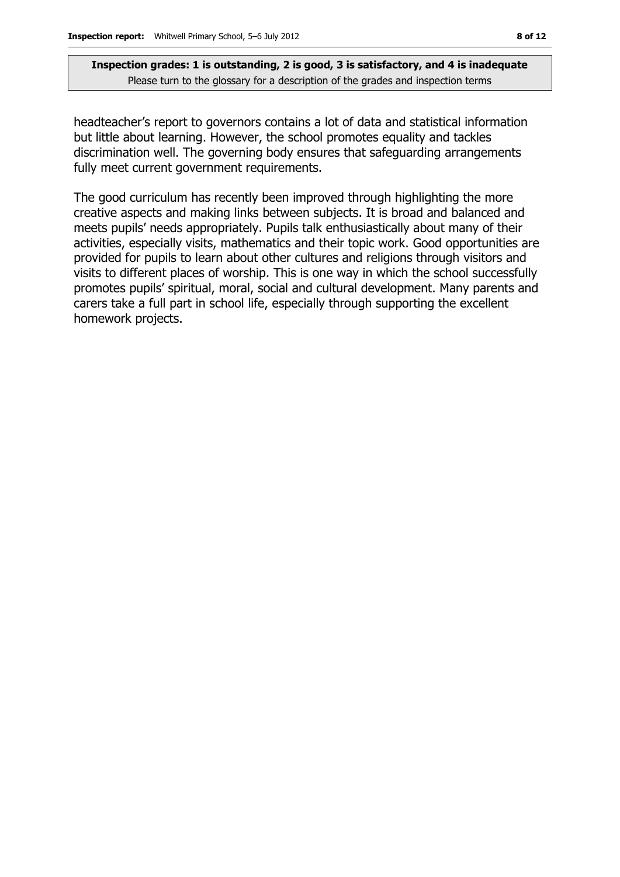headteacher's report to governors contains a lot of data and statistical information but little about learning. However, the school promotes equality and tackles discrimination well. The governing body ensures that safeguarding arrangements fully meet current government requirements.

The good curriculum has recently been improved through highlighting the more creative aspects and making links between subjects. It is broad and balanced and meets pupils' needs appropriately. Pupils talk enthusiastically about many of their activities, especially visits, mathematics and their topic work. Good opportunities are provided for pupils to learn about other cultures and religions through visitors and visits to different places of worship. This is one way in which the school successfully promotes pupils' spiritual, moral, social and cultural development. Many parents and carers take a full part in school life, especially through supporting the excellent homework projects.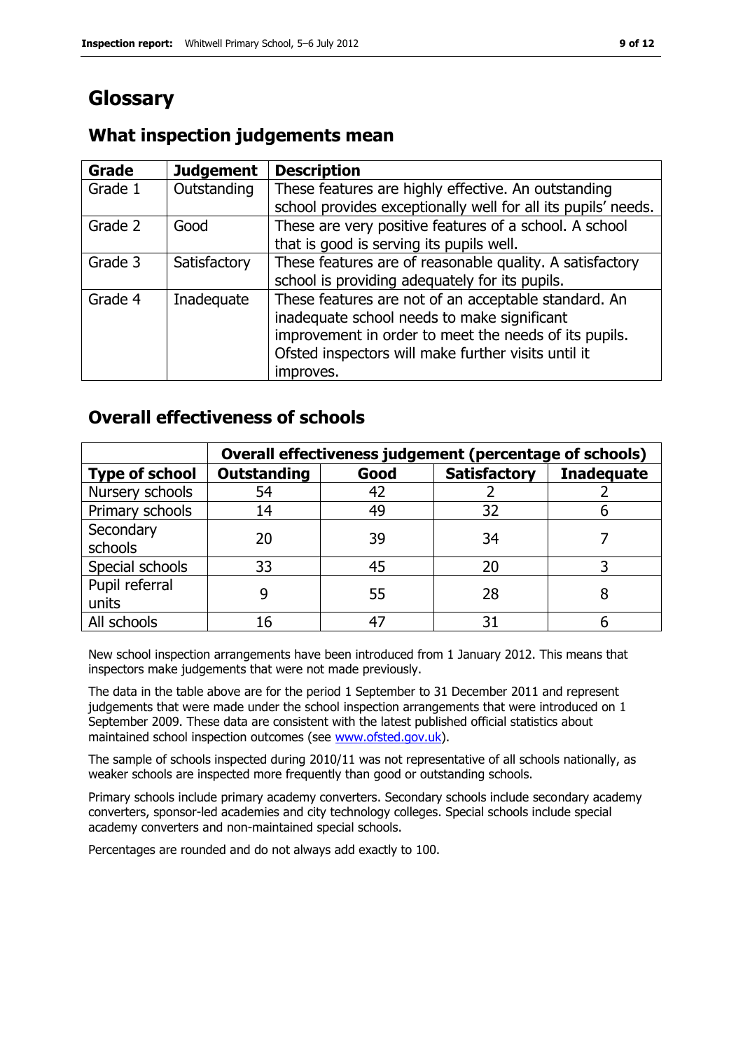# Glossary

## What inspection judgements mean

| Grade | Judgement | Description |
| --- | --- | --- |
| Grade 1 | Outstanding | These features are highly effective. An outstanding school provides exceptionally well for all its pupils' needs. |
| Grade 2 | Good | These are very positive features of a school. A school that is good is serving its pupils well. |
| Grade 3 | Satisfactory | These features are of reasonable quality. A satisfactory school is providing adequately for its pupils. |
| Grade 4 | Inadequate | These features are not of an acceptable standard. An inadequate school needs to make significant improvement in order to meet the needs of its pupils. Ofsted inspectors will make further visits until it improves. |

## Overall effectiveness of schools

| | Overall effectiveness judgement (percentage of schools) | | | |
| --- | --- | --- | --- | --- |
| **Type of school** | **Outstanding** | **Good** | **Satisfactory** | **Inadequate** |
| Nursery schools | 54 | 42 | 2 | 2 |
| Primary schools | 14 | 49 | 32 | 6 |
| Secondary schools | 20 | 39 | 34 | 7 |
| Special schools | 33 | 45 | 20 | 3 |
| Pupil referral units | 9 | 55 | 28 | 8 |
| All schools | 16 | 47 | 31 | 6 |

New school inspection arrangements have been introduced from 1 January 2012. This means that inspectors make judgements that were not made previously.

The data in the table above are for the period 1 September to 31 December 2011 and represent judgements that were made under the school inspection arrangements that were introduced on 1 September 2009. These data are consistent with the latest published official statistics about maintained school inspection outcomes (see www.ofsted.gov.uk).

The sample of schools inspected during 2010/11 was not representative of all schools nationally, as weaker schools are inspected more frequently than good or outstanding schools.

Primary schools include primary academy converters. Secondary schools include secondary academy converters, sponsor-led academies and city technology colleges. Special schools include special academy converters and non-maintained special schools.

Percentages are rounded and do not always add exactly to 100.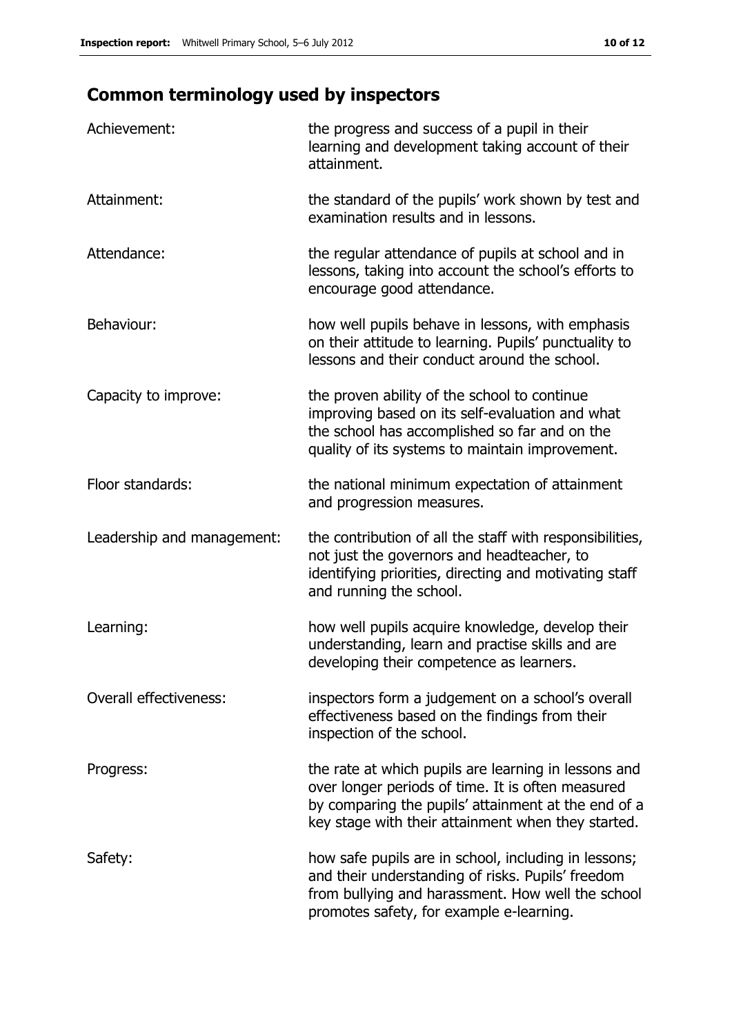## Common terminology used by inspectors

| | |
|---|---|
| Achievement: | the progress and success of a pupil in their learning and development taking account of their attainment. |
| Attainment: | the standard of the pupils' work shown by test and examination results and in lessons. |
| Attendance: | the regular attendance of pupils at school and in lessons, taking into account the school's efforts to encourage good attendance. |
| Behaviour: | how well pupils behave in lessons, with emphasis on their attitude to learning. Pupils' punctuality to lessons and their conduct around the school. |
| Capacity to improve: | the proven ability of the school to continue improving based on its self-evaluation and what the school has accomplished so far and on the quality of its systems to maintain improvement. |
| Floor standards: | the national minimum expectation of attainment and progression measures. |
| Leadership and management: | the contribution of all the staff with responsibilities, not just the governors and headteacher, to identifying priorities, directing and motivating staff and running the school. |
| Learning: | how well pupils acquire knowledge, develop their understanding, learn and practise skills and are developing their competence as learners. |
| Overall effectiveness: | inspectors form a judgement on a school's overall effectiveness based on the findings from their inspection of the school. |
| Progress: | the rate at which pupils are learning in lessons and over longer periods of time. It is often measured by comparing the pupils' attainment at the end of a key stage with their attainment when they started. |
| Safety: | how safe pupils are in school, including in lessons; and their understanding of risks. Pupils' freedom from bullying and harassment. How well the school promotes safety, for example e-learning. |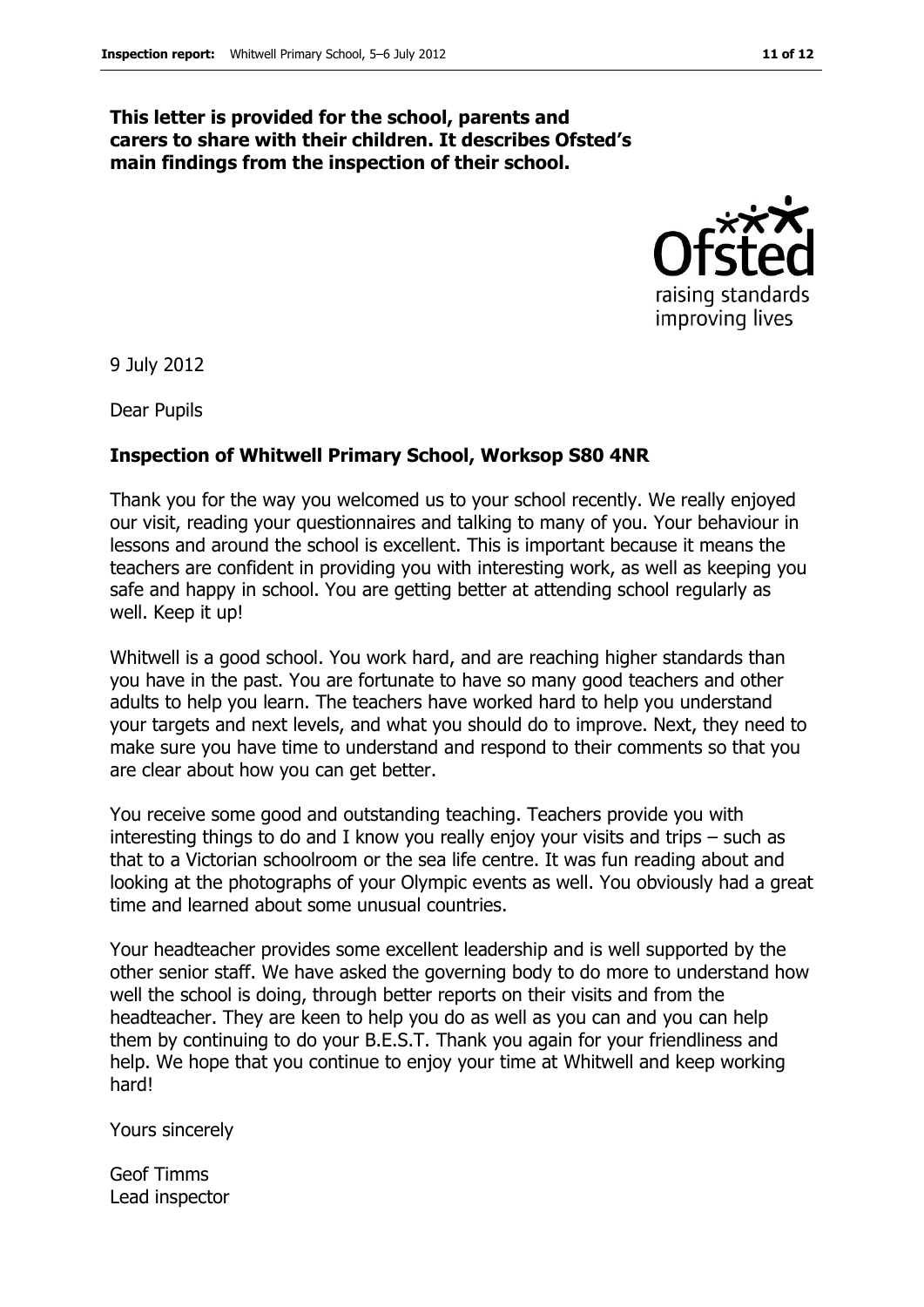**This letter is provided for the school, parents and carers to share with their children. It describes Ofsted's main findings from the inspection of their school.**

9 July 2012

Dear Pupils

**Inspection of Whitwell Primary School, Worksop S80 4NR**

Thank you for the way you welcomed us to your school recently. We really enjoyed our visit, reading your questionnaires and talking to many of you. Your behaviour in lessons and around the school is excellent. This is important because it means the teachers are confident in providing you with interesting work, as well as keeping you safe and happy in school. You are getting better at attending school regularly as well. Keep it up!

Whitwell is a good school. You work hard, and are reaching higher standards than you have in the past. You are fortunate to have so many good teachers and other adults to help you learn. The teachers have worked hard to help you understand your targets and next levels, and what you should do to improve. Next, they need to make sure you have time to understand and respond to their comments so that you are clear about how you can get better.

You receive some good and outstanding teaching. Teachers provide you with interesting things to do and I know you really enjoy your visits and trips – such as that to a Victorian schoolroom or the sea life centre. It was fun reading about and looking at the photographs of your Olympic events as well. You obviously had a great time and learned about some unusual countries.

Your headteacher provides some excellent leadership and is well supported by the other senior staff. We have asked the governing body to do more to understand how well the school is doing, through better reports on their visits and from the headteacher. They are keen to help you do as well as you can and you can help them by continuing to do your B.E.S.T. Thank you again for your friendliness and help. We hope that you continue to enjoy your time at Whitwell and keep working hard!

Yours sincerely

Geof Timms
Lead inspector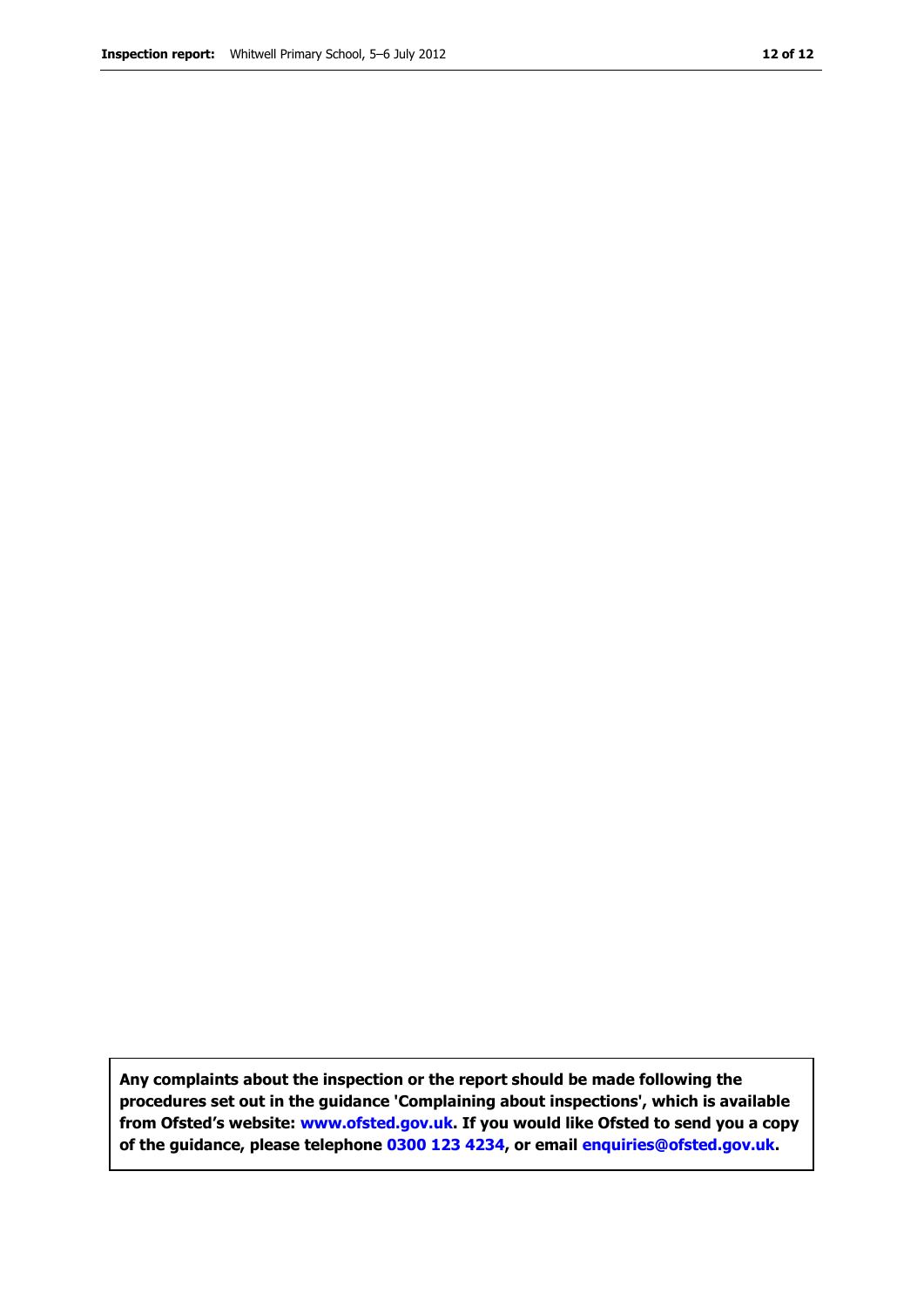**Any complaints about the inspection or the report should be made following the procedures set out in the guidance 'Complaining about inspections', which is available from Ofsted's website: www.ofsted.gov.uk. If you would like Ofsted to send you a copy of the guidance, please telephone 0300 123 4234, or email enquiries@ofsted.gov.uk.**